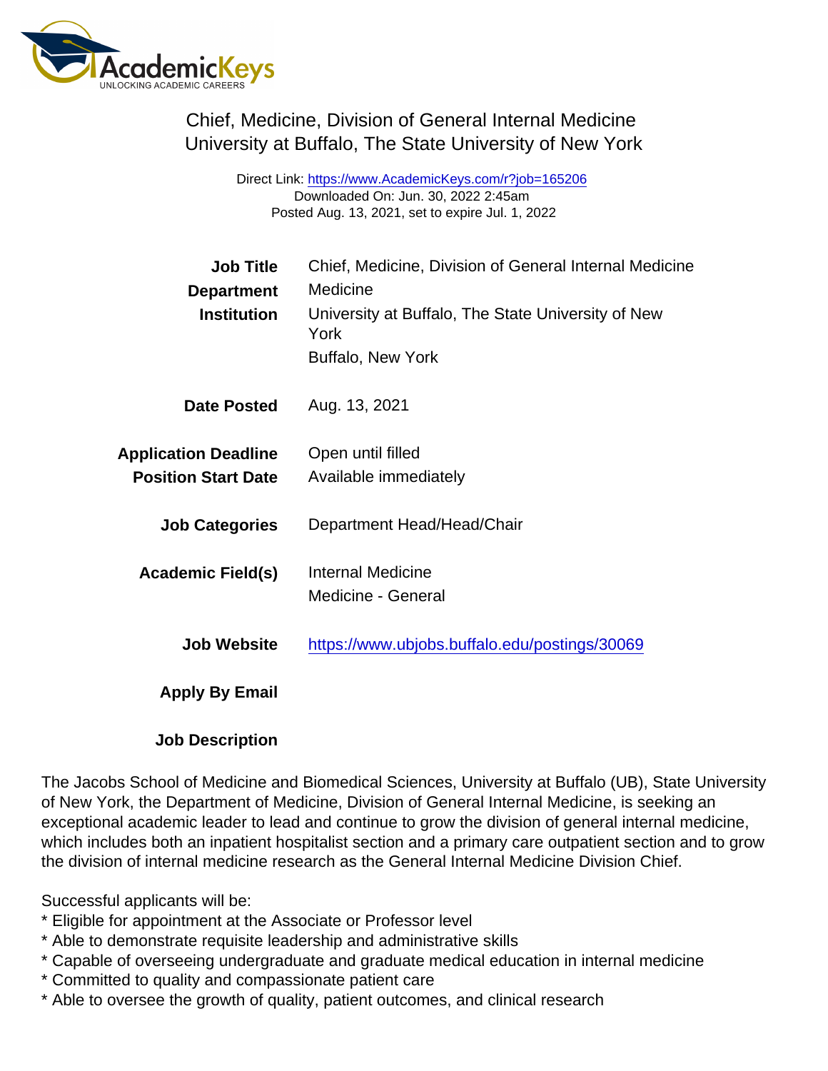AcademicKeys
UNLOCKING ACADEMIC CAREERS

# Chief, Medicine, Division of General Internal Medicine
## University at Buffalo, The State University of New York

Direct Link: https://www.AcademicKeys.com/r?job=165206
Downloaded On: Jun. 30, 2022 2:45am
Posted Aug. 13, 2021, set to expire Jul. 1, 2022

| | |
|---|---|
| **Job Title** | Chief, Medicine, Division of General Internal Medicine |
| **Department** | Medicine |
| **Institution** | University at Buffalo, The State University of New York<br>Buffalo, New York |
| **Date Posted** | Aug. 13, 2021 |
| **Application Deadline** | Open until filled |
| **Position Start Date** | Available immediately |
| **Job Categories** | Department Head/Head/Chair |
| **Academic Field(s)** | Internal Medicine<br>Medicine - General |
| **Job Website** | https://www.ubjobs.buffalo.edu/postings/30069 |
| **Apply By Email** | |

**Job Description**

The Jacobs School of Medicine and Biomedical Sciences, University at Buffalo (UB), State University of New York, the Department of Medicine, Division of General Internal Medicine, is seeking an exceptional academic leader to lead and continue to grow the division of general internal medicine, which includes both an inpatient hospitalist section and a primary care outpatient section and to grow the division of internal medicine research as the General Internal Medicine Division Chief.

Successful applicants will be:

* Eligible for appointment at the Associate or Professor level
* Able to demonstrate requisite leadership and administrative skills
* Capable of overseeing undergraduate and graduate medical education in internal medicine
* Committed to quality and compassionate patient care
* Able to oversee the growth of quality, patient outcomes, and clinical research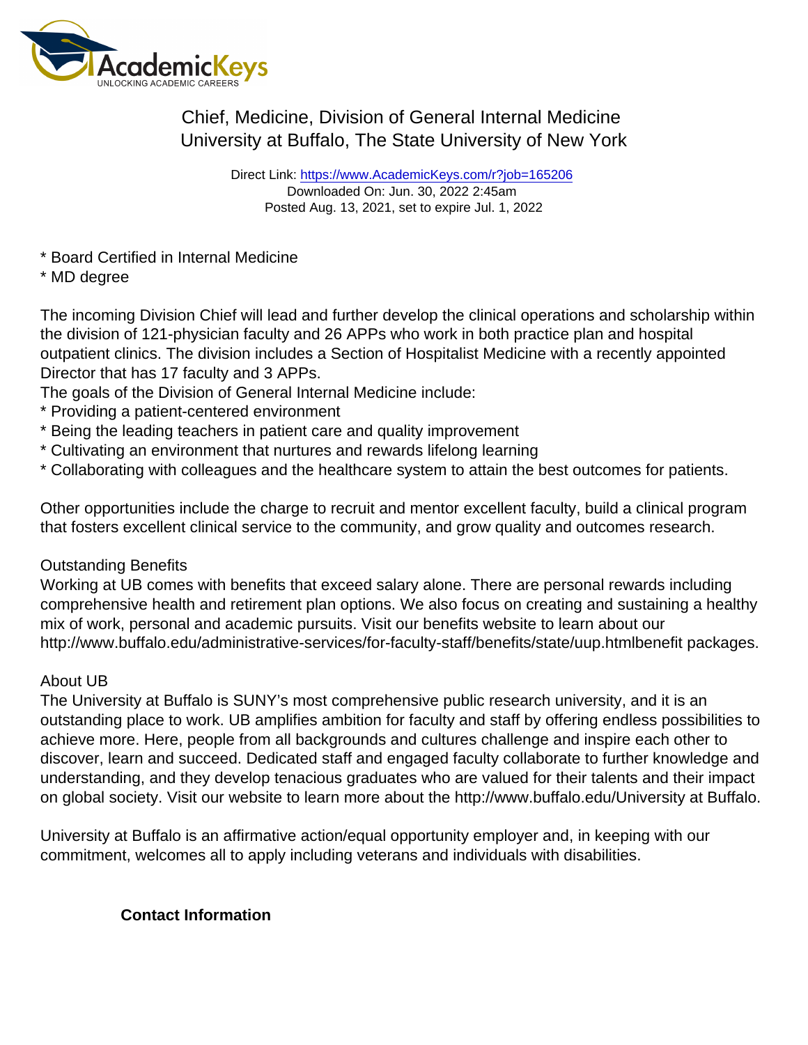# Chief, Medicine, Division of General Internal Medicine
## University at Buffalo, The State University of New York

Direct Link: https://www.AcademicKeys.com/r?job=165206
Downloaded On: Jun. 30, 2022 2:45am
Posted Aug. 13, 2021, set to expire Jul. 1, 2022

* Board Certified in Internal Medicine
* MD degree

The incoming Division Chief will lead and further develop the clinical operations and scholarship within the division of 121-physician faculty and 26 APPs who work in both practice plan and hospital outpatient clinics. The division includes a Section of Hospitalist Medicine with a recently appointed Director that has 17 faculty and 3 APPs.

The goals of the Division of General Internal Medicine include:

* Providing a patient-centered environment
* Being the leading teachers in patient care and quality improvement
* Cultivating an environment that nurtures and rewards lifelong learning
* Collaborating with colleagues and the healthcare system to attain the best outcomes for patients.

Other opportunities include the charge to recruit and mentor excellent faculty, build a clinical program that fosters excellent clinical service to the community, and grow quality and outcomes research.

Outstanding Benefits
Working at UB comes with benefits that exceed salary alone. There are personal rewards including comprehensive health and retirement plan options. We also focus on creating and sustaining a healthy mix of work, personal and academic pursuits. Visit our benefits website to learn about our http://www.buffalo.edu/administrative-services/for-faculty-staff/benefits/state/uup.htmlbenefit packages.

About UB
The University at Buffalo is SUNY's most comprehensive public research university, and it is an outstanding place to work. UB amplifies ambition for faculty and staff by offering endless possibilities to achieve more. Here, people from all backgrounds and cultures challenge and inspire each other to discover, learn and succeed. Dedicated staff and engaged faculty collaborate to further knowledge and understanding, and they develop tenacious graduates who are valued for their talents and their impact on global society. Visit our website to learn more about the http://www.buffalo.edu/University at Buffalo.

University at Buffalo is an affirmative action/equal opportunity employer and, in keeping with our commitment, welcomes all to apply including veterans and individuals with disabilities.

**Contact Information**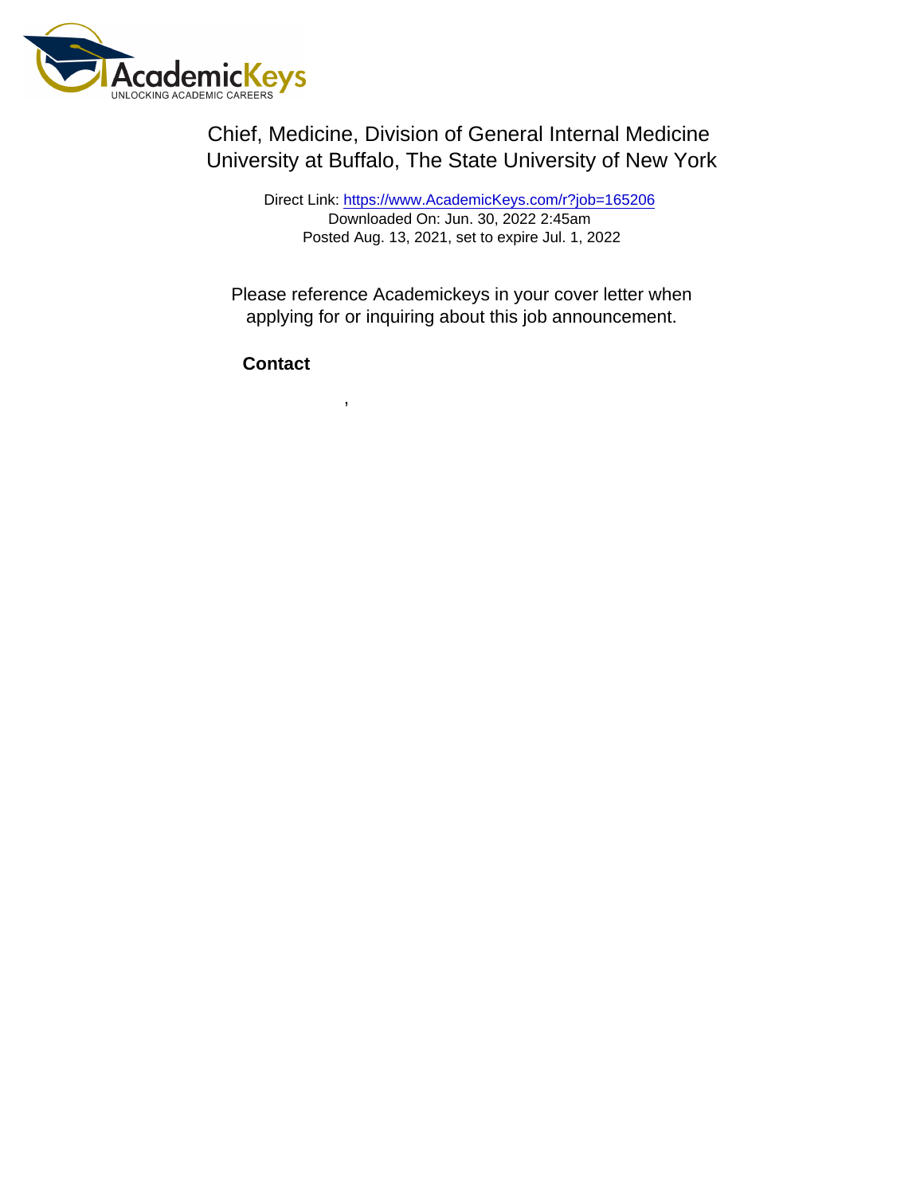AcademicKeys
UNLOCKING ACADEMIC CAREERS

# Chief, Medicine, Division of General Internal Medicine
University at Buffalo, The State University of New York

Direct Link: https://www.AcademicKeys.com/r?job=165206
Downloaded On: Jun. 30, 2022 2:45am
Posted Aug. 13, 2021, set to expire Jul. 1, 2022

Please reference Academickeys in your cover letter when applying for or inquiring about this job announcement.

**Contact**

,